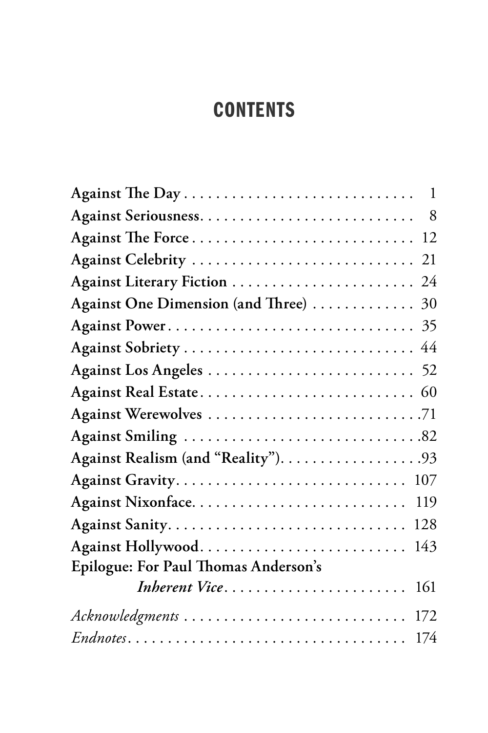# CONTENTS

| | |
|---|---|
| **Against The Day** | 1 |
| **Against Seriousness** | 8 |
| **Against The Force** | 12 |
| **Against Celebrity** | 21 |
| **Against Literary Fiction** | 24 |
| **Against One Dimension (and Three)** | 30 |
| **Against Power** | 35 |
| **Against Sobriety** | 44 |
| **Against Los Angeles** | 52 |
| **Against Real Estate** | 60 |
| **Against Werewolves** | 71 |
| **Against Smiling** | 82 |
| **Against Realism (and "Reality")** | 93 |
| **Against Gravity** | 107 |
| **Against Nixonface** | 119 |
| **Against Sanity** | 128 |
| **Against Hollywood** | 143 |
| **Epilogue: For Paul Thomas Anderson's *Inherent Vice*** | 161 |
| *Acknowledgments* | 172 |
| *Endnotes* | 174 |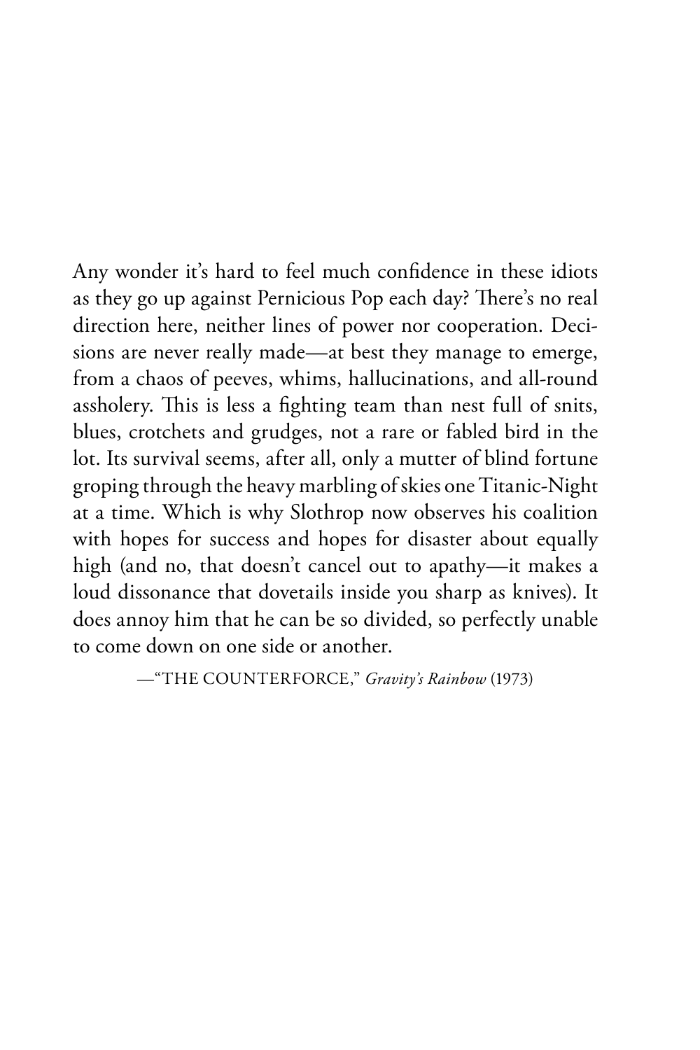Any wonder it's hard to feel much confidence in these idiots as they go up against Pernicious Pop each day? There's no real direction here, neither lines of power nor cooperation. Decisions are never really made—at best they manage to emerge, from a chaos of peeves, whims, hallucinations, and all-round assholery. This is less a fighting team than nest full of snits, blues, crotchets and grudges, not a rare or fabled bird in the lot. Its survival seems, after all, only a mutter of blind fortune groping through the heavy marbling of skies one Titanic-Night at a time. Which is why Slothrop now observes his coalition with hopes for success and hopes for disaster about equally high (and no, that doesn't cancel out to apathy—it makes a loud dissonance that dovetails inside you sharp as knives). It does annoy him that he can be so divided, so perfectly unable to come down on one side or another.

—"THE COUNTERFORCE," *Gravity's Rainbow* (1973)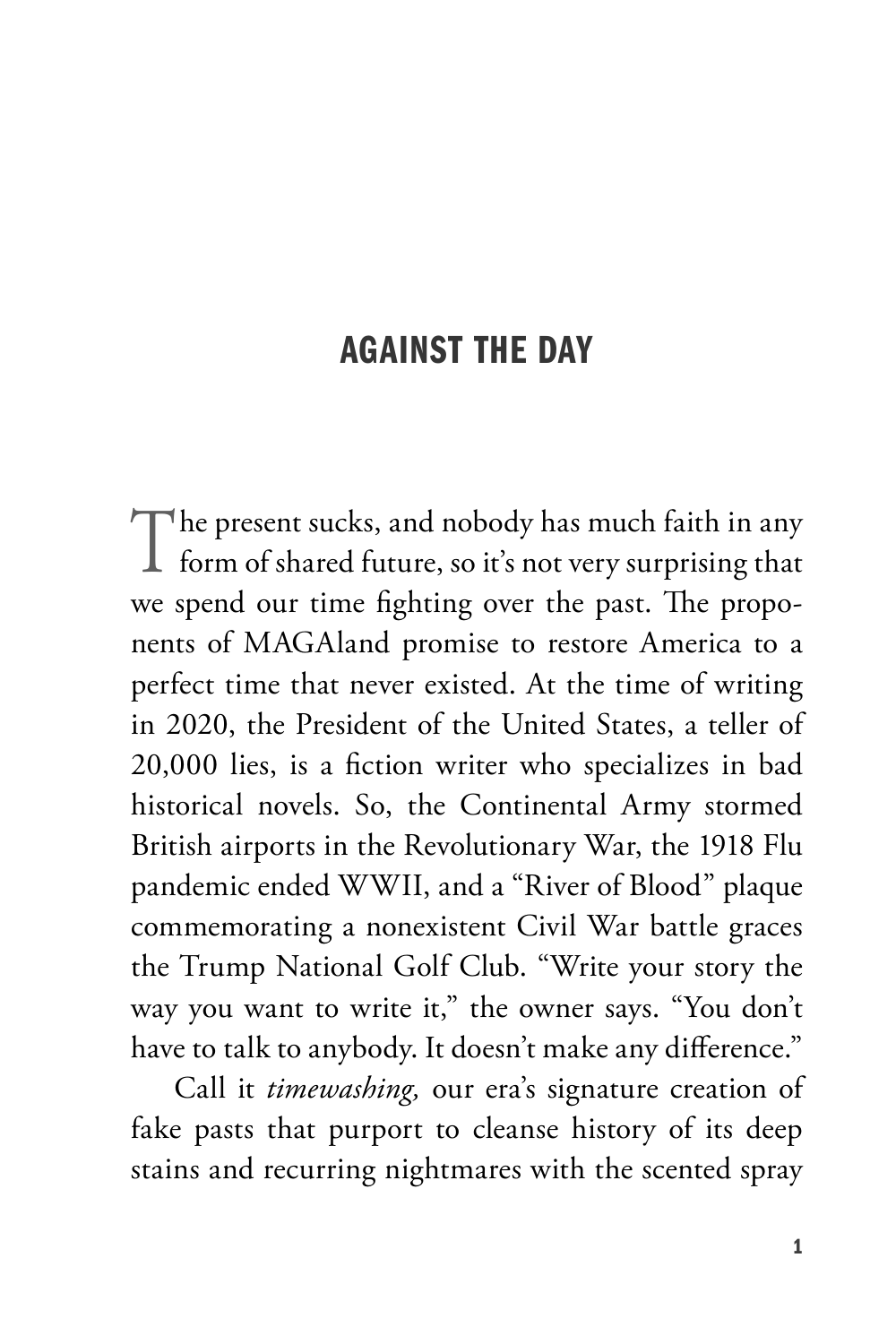## AGAINST THE DAY

The present sucks, and nobody has much faith in any form of shared future, so it's not very surprising that we spend our time fighting over the past. The proponents of MAGAland promise to restore America to a perfect time that never existed. At the time of writing in 2020, the President of the United States, a teller of 20,000 lies, is a fiction writer who specializes in bad historical novels. So, the Continental Army stormed British airports in the Revolutionary War, the 1918 Flu pandemic ended WWII, and a "River of Blood" plaque commemorating a nonexistent Civil War battle graces the Trump National Golf Club. "Write your story the way you want to write it," the owner says. "You don't have to talk to anybody. It doesn't make any difference."

Call it *timewashing,* our era's signature creation of fake pasts that purport to cleanse history of its deep stains and recurring nightmares with the scented spray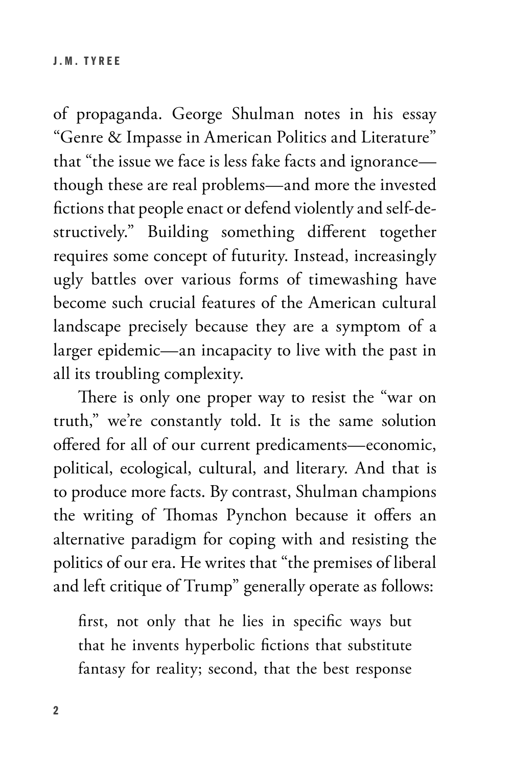of propaganda. George Shulman notes in his essay "Genre & Impasse in American Politics and Literature" that "the issue we face is less fake facts and ignorance—though these are real problems—and more the invested fictions that people enact or defend violently and self-destructively." Building something different together requires some concept of futurity. Instead, increasingly ugly battles over various forms of timewashing have become such crucial features of the American cultural landscape precisely because they are a symptom of a larger epidemic—an incapacity to live with the past in all its troubling complexity.

There is only one proper way to resist the "war on truth," we're constantly told. It is the same solution offered for all of our current predicaments—economic, political, ecological, cultural, and literary. And that is to produce more facts. By contrast, Shulman champions the writing of Thomas Pynchon because it offers an alternative paradigm for coping with and resisting the politics of our era. He writes that "the premises of liberal and left critique of Trump" generally operate as follows:

> first, not only that he lies in specific ways but that he invents hyperbolic fictions that substitute fantasy for reality; second, that the best response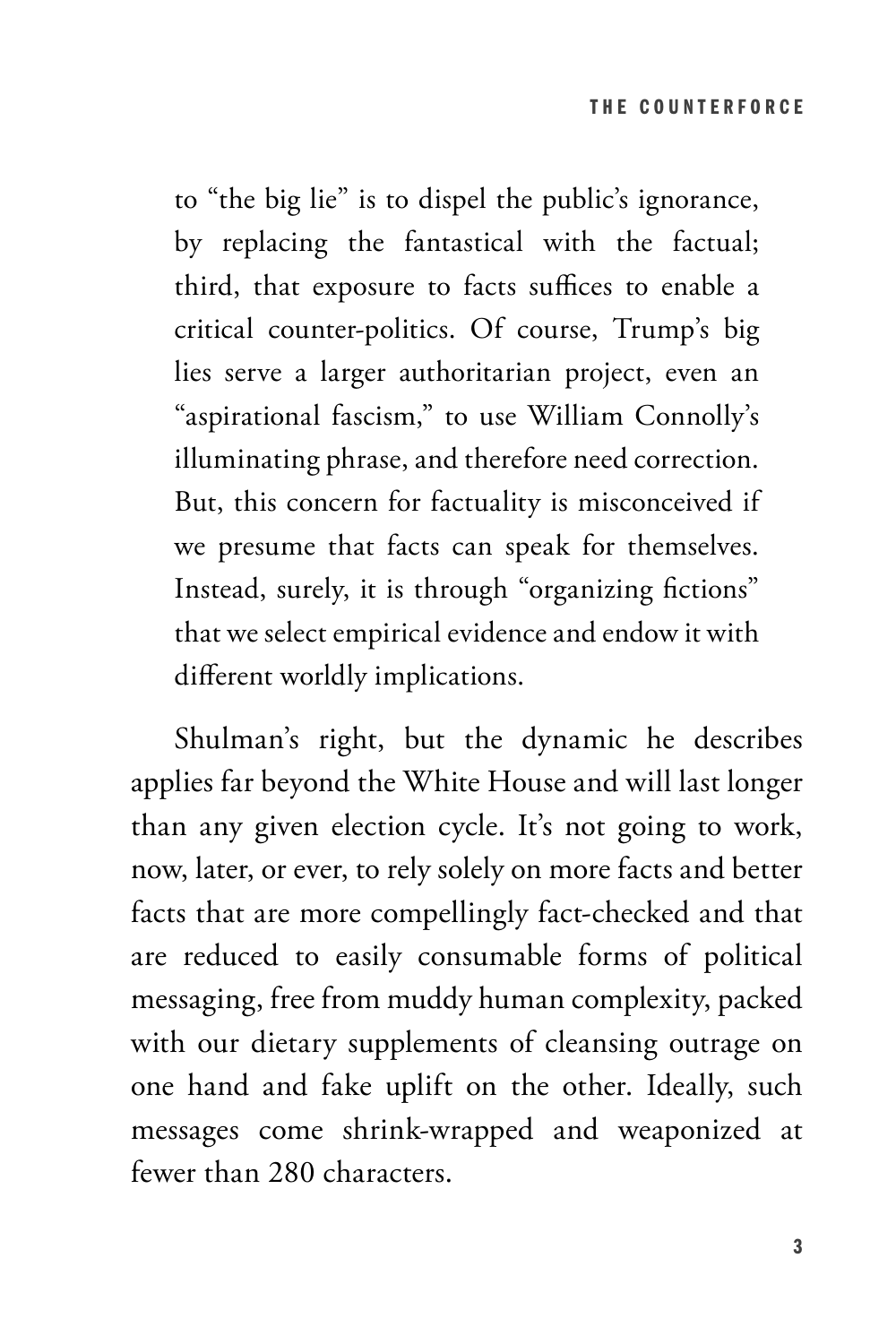> to "the big lie" is to dispel the public's ignorance, by replacing the fantastical with the factual; third, that exposure to facts suffices to enable a critical counter-politics. Of course, Trump's big lies serve a larger authoritarian project, even an "aspirational fascism," to use William Connolly's illuminating phrase, and therefore need correction. But, this concern for factuality is misconceived if we presume that facts can speak for themselves. Instead, surely, it is through "organizing fictions" that we select empirical evidence and endow it with different worldly implications.

Shulman's right, but the dynamic he describes applies far beyond the White House and will last longer than any given election cycle. It's not going to work, now, later, or ever, to rely solely on more facts and better facts that are more compellingly fact-checked and that are reduced to easily consumable forms of political messaging, free from muddy human complexity, packed with our dietary supplements of cleansing outrage on one hand and fake uplift on the other. Ideally, such messages come shrink-wrapped and weaponized at fewer than 280 characters.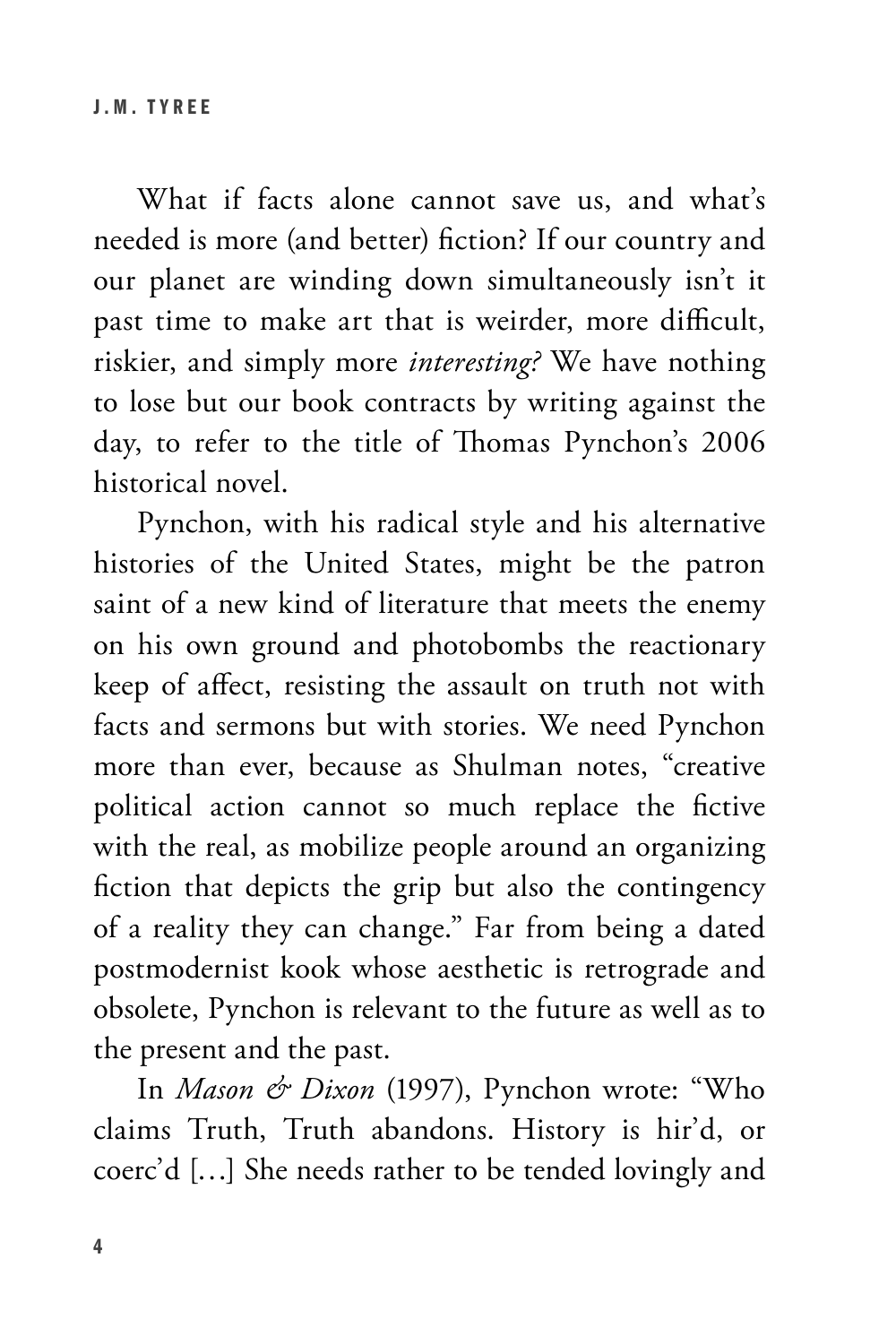What if facts alone cannot save us, and what's needed is more (and better) fiction? If our country and our planet are winding down simultaneously isn't it past time to make art that is weirder, more difficult, riskier, and simply more *interesting?* We have nothing to lose but our book contracts by writing against the day, to refer to the title of Thomas Pynchon's 2006 historical novel.

Pynchon, with his radical style and his alternative histories of the United States, might be the patron saint of a new kind of literature that meets the enemy on his own ground and photobombs the reactionary keep of affect, resisting the assault on truth not with facts and sermons but with stories. We need Pynchon more than ever, because as Shulman notes, "creative political action cannot so much replace the fictive with the real, as mobilize people around an organizing fiction that depicts the grip but also the contingency of a reality they can change." Far from being a dated postmodernist kook whose aesthetic is retrograde and obsolete, Pynchon is relevant to the future as well as to the present and the past.

In *Mason & Dixon* (1997), Pynchon wrote: "Who claims Truth, Truth abandons. History is hir'd, or coerc'd [...] She needs rather to be tended lovingly and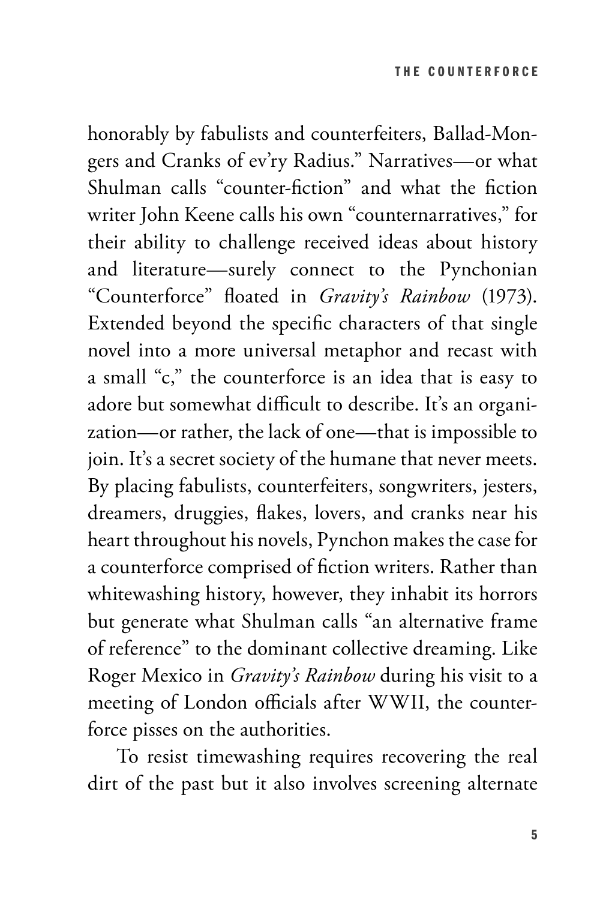honorably by fabulists and counterfeiters, Ballad-Mongers and Cranks of ev'ry Radius." Narratives—or what Shulman calls "counter-fiction" and what the fiction writer John Keene calls his own "counternarratives," for their ability to challenge received ideas about history and literature—surely connect to the Pynchonian "Counterforce" floated in *Gravity's Rainbow* (1973). Extended beyond the specific characters of that single novel into a more universal metaphor and recast with a small "c," the counterforce is an idea that is easy to adore but somewhat difficult to describe. It's an organization—or rather, the lack of one—that is impossible to join. It's a secret society of the humane that never meets. By placing fabulists, counterfeiters, songwriters, jesters, dreamers, druggies, flakes, lovers, and cranks near his heart throughout his novels, Pynchon makes the case for a counterforce comprised of fiction writers. Rather than whitewashing history, however, they inhabit its horrors but generate what Shulman calls "an alternative frame of reference" to the dominant collective dreaming. Like Roger Mexico in *Gravity's Rainbow* during his visit to a meeting of London officials after WWII, the counterforce pisses on the authorities.

To resist timewashing requires recovering the real dirt of the past but it also involves screening alternate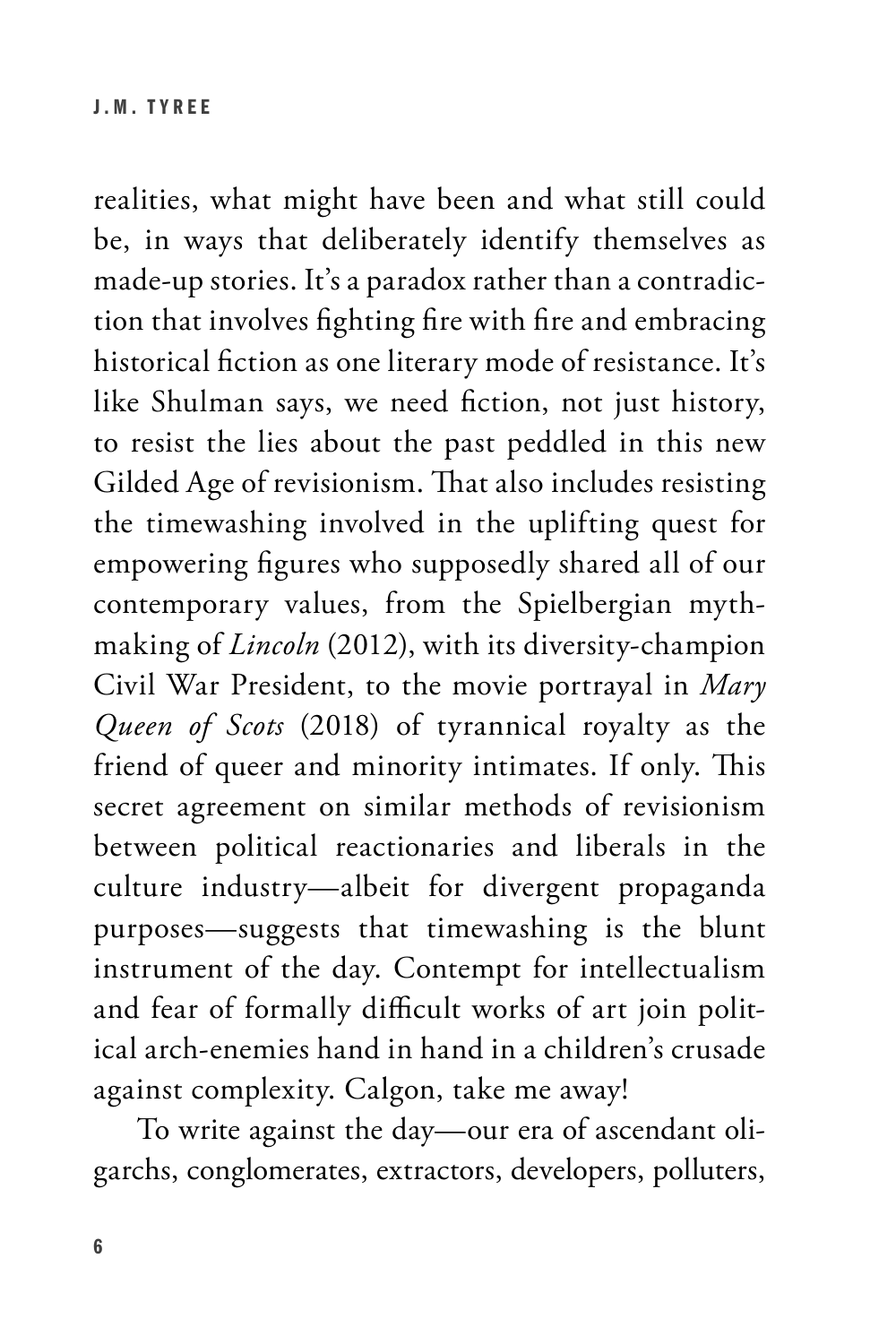realities, what might have been and what still could be, in ways that deliberately identify themselves as made-up stories. It's a paradox rather than a contradiction that involves fighting fire with fire and embracing historical fiction as one literary mode of resistance. It's like Shulman says, we need fiction, not just history, to resist the lies about the past peddled in this new Gilded Age of revisionism. That also includes resisting the timewashing involved in the uplifting quest for empowering figures who supposedly shared all of our contemporary values, from the Spielbergian mythmaking of *Lincoln* (2012), with its diversity-champion Civil War President, to the movie portrayal in *Mary Queen of Scots* (2018) of tyrannical royalty as the friend of queer and minority intimates. If only. This secret agreement on similar methods of revisionism between political reactionaries and liberals in the culture industry—albeit for divergent propaganda purposes—suggests that timewashing is the blunt instrument of the day. Contempt for intellectualism and fear of formally difficult works of art join political arch-enemies hand in hand in a children's crusade against complexity. Calgon, take me away!

To write against the day—our era of ascendant oligarchs, conglomerates, extractors, developers, polluters,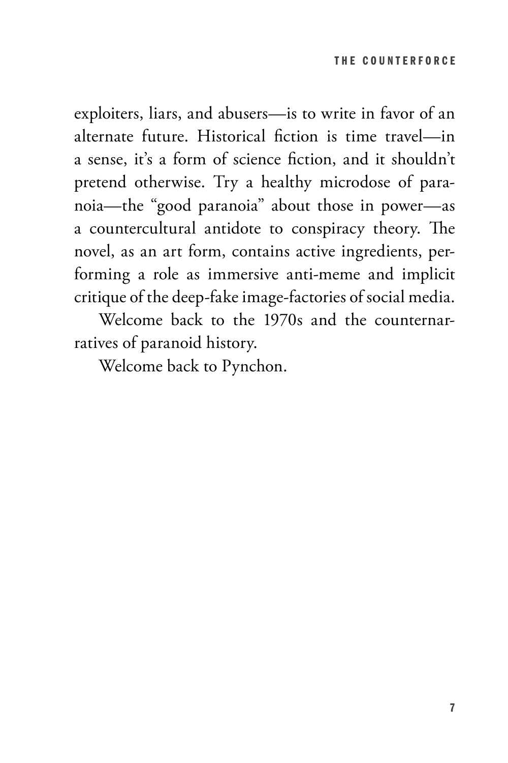exploiters, liars, and abusers—is to write in favor of an alternate future. Historical fiction is time travel—in a sense, it's a form of science fiction, and it shouldn't pretend otherwise. Try a healthy microdose of paranoia—the "good paranoia" about those in power—as a countercultural antidote to conspiracy theory. The novel, as an art form, contains active ingredients, performing a role as immersive anti-meme and implicit critique of the deep-fake image-factories of social media.

Welcome back to the 1970s and the counternarratives of paranoid history.

Welcome back to Pynchon.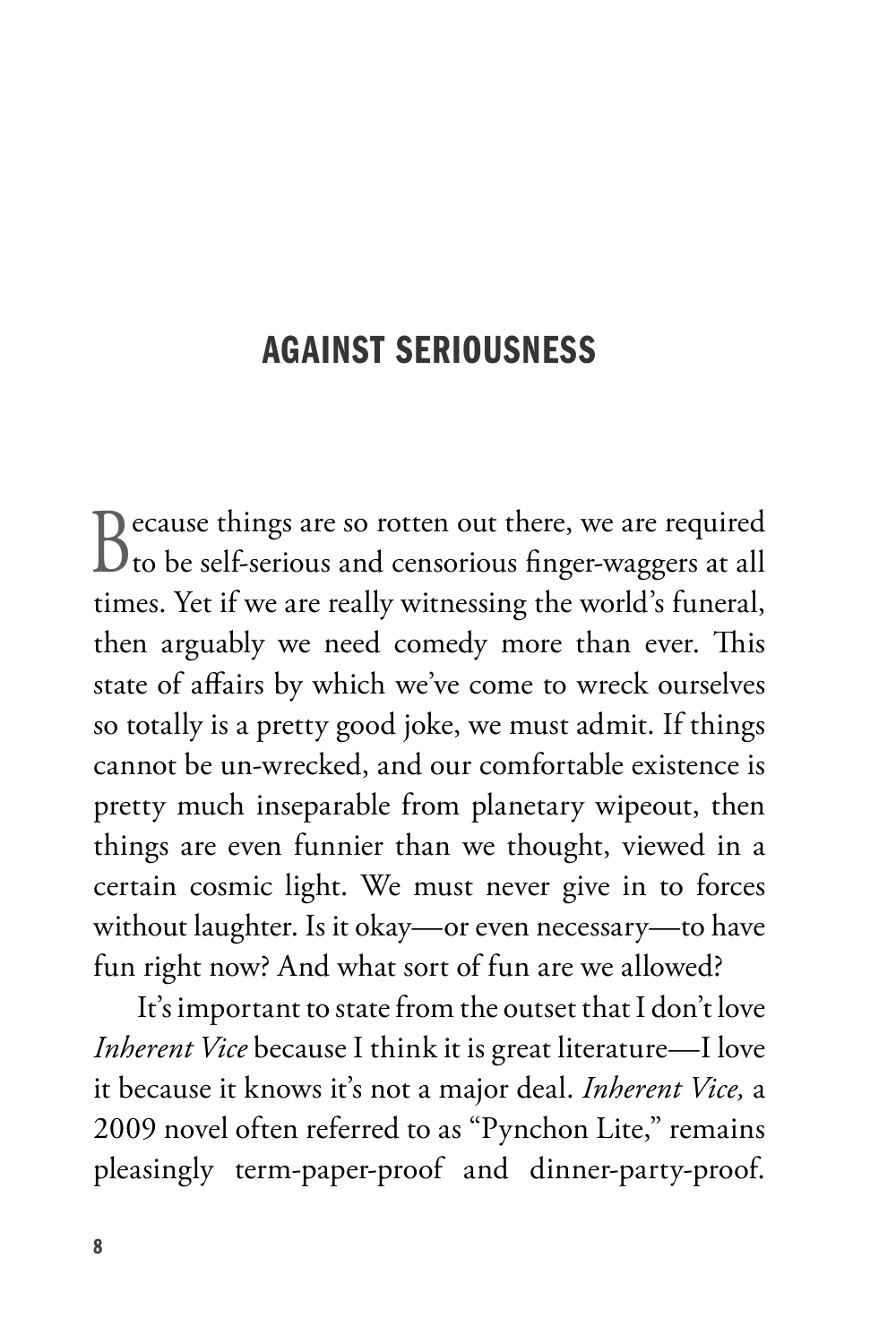# AGAINST SERIOUSNESS

Because things are so rotten out there, we are required to be self-serious and censorious finger-waggers at all times. Yet if we are really witnessing the world's funeral, then arguably we need comedy more than ever. This state of affairs by which we've come to wreck ourselves so totally is a pretty good joke, we must admit. If things cannot be un-wrecked, and our comfortable existence is pretty much inseparable from planetary wipeout, then things are even funnier than we thought, viewed in a certain cosmic light. We must never give in to forces without laughter. Is it okay—or even necessary—to have fun right now? And what sort of fun are we allowed?

It's important to state from the outset that I don't love *Inherent Vice* because I think it is great literature—I love it because it knows it's not a major deal. *Inherent Vice,* a 2009 novel often referred to as "Pynchon Lite," remains pleasingly term-paper-proof and dinner-party-proof.